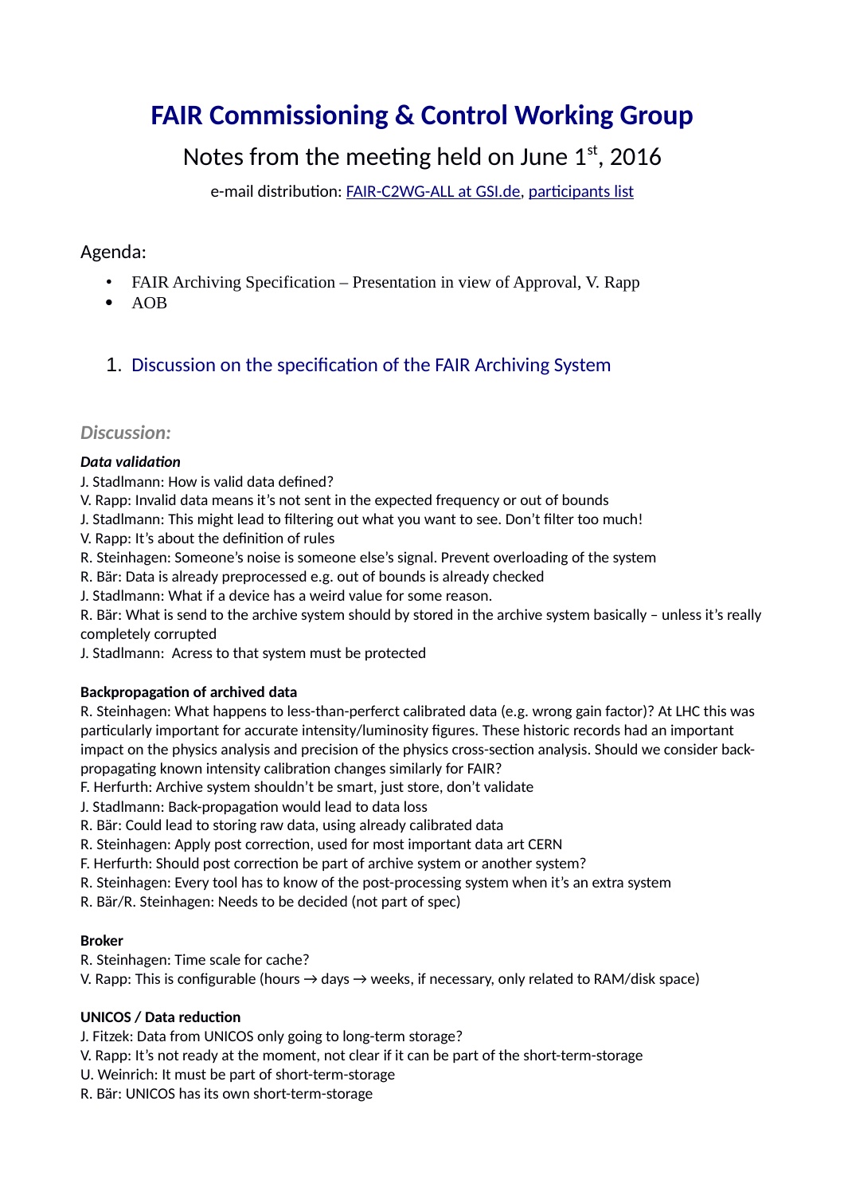# FAIR Commissioning & Control Working Group

## Notes from the meeting held on June 1st, 2016

e-mail distribution: FAIR-C2WG-ALL at GSI.de, participants list

Agenda:

- FAIR Archiving Specification – Presentation in view of Approval, V. Rapp
- AOB

### 1. Discussion on the specification of the FAIR Archiving System

***Discussion:***

***Data validation***

J. Stadlmann: How is valid data defined?
V. Rapp: Invalid data means it's not sent in the expected frequency or out of bounds
J. Stadlmann: This might lead to filtering out what you want to see. Don't filter too much!
V. Rapp: It's about the definition of rules
R. Steinhagen: Someone's noise is someone else's signal. Prevent overloading of the system
R. Bär: Data is already preprocessed e.g. out of bounds is already checked
J. Stadlmann: What if a device has a weird value for some reason.
R. Bär: What is send to the archive system should by stored in the archive system basically – unless it's really completely corrupted
J. Stadlmann: Acress to that system must be protected

**Backpropagation of archived data**

R. Steinhagen: What happens to less-than-perferct calibrated data (e.g. wrong gain factor)? At LHC this was particularly important for accurate intensity/luminosity figures. These historic records had an important impact on the physics analysis and precision of the physics cross-section analysis. Should we consider back-propagating known intensity calibration changes similarly for FAIR?
F. Herfurth: Archive system shouldn't be smart, just store, don't validate
J. Stadlmann: Back-propagation would lead to data loss
R. Bär: Could lead to storing raw data, using already calibrated data
R. Steinhagen: Apply post correction, used for most important data art CERN
F. Herfurth: Should post correction be part of archive system or another system?
R. Steinhagen: Every tool has to know of the post-processing system when it's an extra system
R. Bär/R. Steinhagen: Needs to be decided (not part of spec)

**Broker**

R. Steinhagen: Time scale for cache?
V. Rapp: This is configurable (hours → days → weeks, if necessary, only related to RAM/disk space)

**UNICOS / Data reduction**

J. Fitzek: Data from UNICOS only going to long-term storage?
V. Rapp: It's not ready at the moment, not clear if it can be part of the short-term-storage
U. Weinrich: It must be part of short-term-storage
R. Bär: UNICOS has its own short-term-storage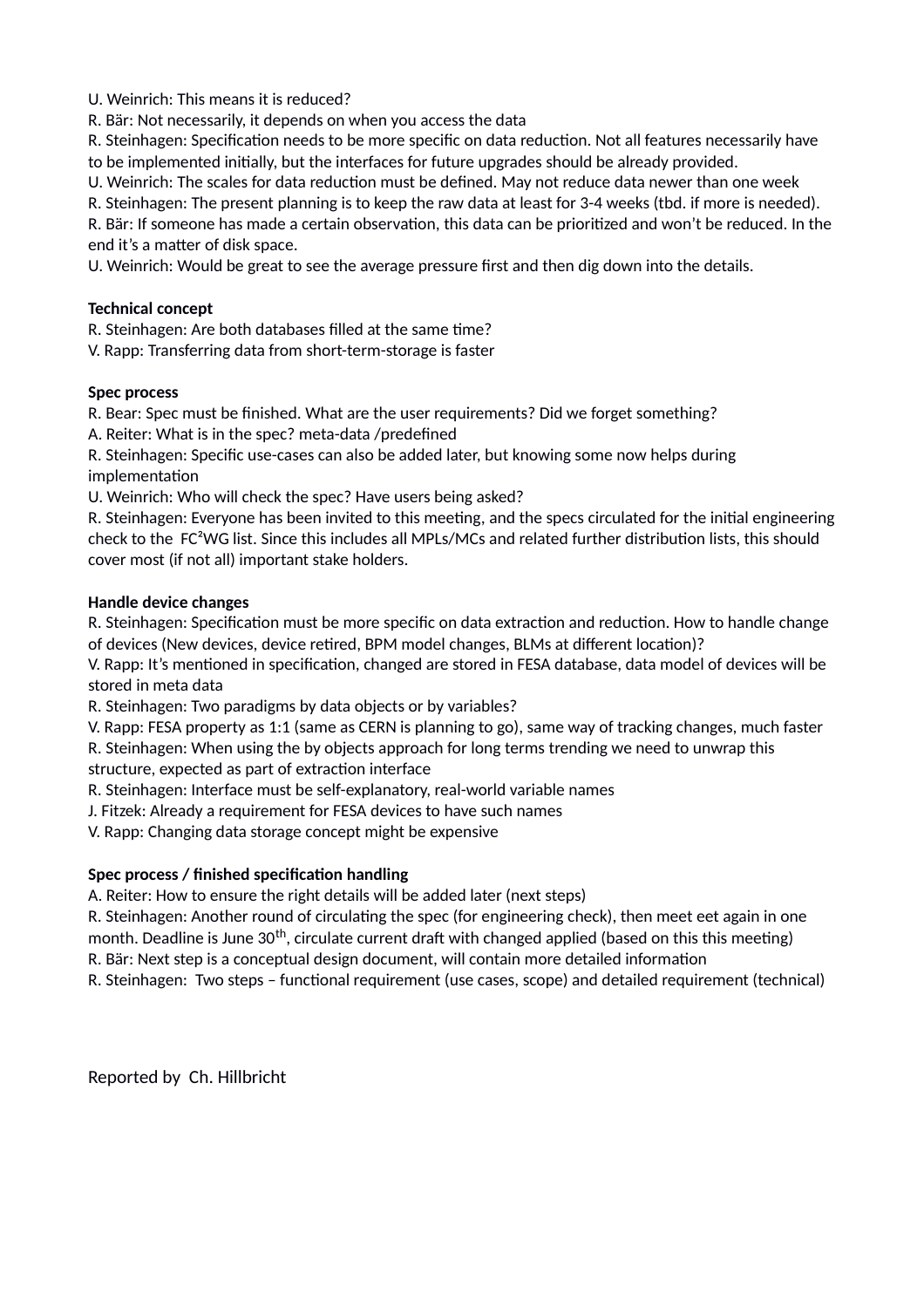U. Weinrich: This means it is reduced?
R. Bär: Not necessarily, it depends on when you access the data
R. Steinhagen: Specification needs to be more specific on data reduction. Not all features necessarily have to be implemented initially, but the interfaces for future upgrades should be already provided.
U. Weinrich: The scales for data reduction must be defined. May not reduce data newer than one week
R. Steinhagen: The present planning is to keep the raw data at least for 3-4 weeks (tbd. if more is needed).
R. Bär: If someone has made a certain observation, this data can be prioritized and won't be reduced. In the end it's a matter of disk space.
U. Weinrich: Would be great to see the average pressure first and then dig down into the details.

**Technical concept**
R. Steinhagen: Are both databases filled at the same time?
V. Rapp: Transferring data from short-term-storage is faster

**Spec process**
R. Bear: Spec must be finished. What are the user requirements? Did we forget something?
A. Reiter: What is in the spec? meta-data /predefined
R. Steinhagen: Specific use-cases can also be added later, but knowing some now helps during implementation
U. Weinrich: Who will check the spec? Have users being asked?
R. Steinhagen: Everyone has been invited to this meeting, and the specs circulated for the initial engineering check to the FC²WG list. Since this includes all MPLs/MCs and related further distribution lists, this should cover most (if not all) important stake holders.

**Handle device changes**
R. Steinhagen: Specification must be more specific on data extraction and reduction. How to handle change of devices (New devices, device retired, BPM model changes, BLMs at different location)?
V. Rapp: It's mentioned in specification, changed are stored in FESA database, data model of devices will be stored in meta data
R. Steinhagen: Two paradigms by data objects or by variables?
V. Rapp: FESA property as 1:1 (same as CERN is planning to go), same way of tracking changes, much faster
R. Steinhagen: When using the by objects approach for long terms trending we need to unwrap this structure, expected as part of extraction interface
R. Steinhagen: Interface must be self-explanatory, real-world variable names
J. Fitzek: Already a requirement for FESA devices to have such names
V. Rapp: Changing data storage concept might be expensive

**Spec process / finished specification handling**
A. Reiter: How to ensure the right details will be added later (next steps)
R. Steinhagen: Another round of circulating the spec (for engineering check), then meet eet again in one month. Deadline is June 30th, circulate current draft with changed applied (based on this this meeting)
R. Bär: Next step is a conceptual design document, will contain more detailed information
R. Steinhagen: Two steps – functional requirement (use cases, scope) and detailed requirement (technical)

Reported by Ch. Hillbricht